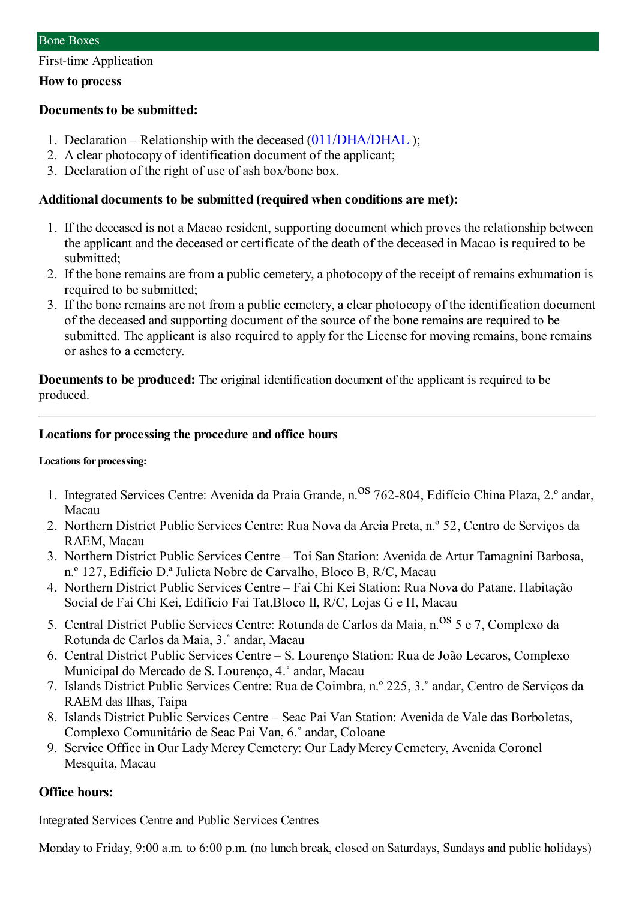## Bone Boxes

First-time Application

### How to process

### Documents to be submitted:

1. Declaration – Relationship with the deceased (011/DHA/DHAL );
2. A clear photocopy of identification document of the applicant;
3. Declaration of the right of use of ash box/bone box.

### Additional documents to be submitted (required when conditions are met):

1. If the deceased is not a Macao resident, supporting document which proves the relationship between the applicant and the deceased or certificate of the death of the deceased in Macao is required to be submitted;
2. If the bone remains are from a public cemetery, a photocopy of the receipt of remains exhumation is required to be submitted;
3. If the bone remains are not from a public cemetery, a clear photocopy of the identification document of the deceased and supporting document of the source of the bone remains are required to be submitted. The applicant is also required to apply for the License for moving remains, bone remains or ashes to a cemetery.

**Documents to be produced:** The original identification document of the applicant is required to be produced.

---

### Locations for processing the procedure and office hours

#### Locations for processing:

1. Integrated Services Centre: Avenida da Praia Grande, n.os 762-804, Edifício China Plaza, 2.º andar, Macau
2. Northern District Public Services Centre: Rua Nova da Areia Preta, n.º 52, Centro de Serviços da RAEM, Macau
3. Northern District Public Services Centre – Toi San Station: Avenida de Artur Tamagnini Barbosa, n.º 127, Edifício D.ª Julieta Nobre de Carvalho, Bloco B, R/C, Macau
4. Northern District Public Services Centre – Fai Chi Kei Station: Rua Nova do Patane, Habitação Social de Fai Chi Kei, Edifício Fai Tat,Bloco II, R/C, Lojas G e H, Macau
5. Central District Public Services Centre: Rotunda de Carlos da Maia, n.os 5 e 7, Complexo da Rotunda de Carlos da Maia, 3.˚ andar, Macau
6. Central District Public Services Centre – S. Lourenço Station: Rua de João Lecaros, Complexo Municipal do Mercado de S. Lourenço, 4.˚ andar, Macau
7. Islands District Public Services Centre: Rua de Coimbra, n.º 225, 3.˚ andar, Centro de Serviços da RAEM das Ilhas, Taipa
8. Islands District Public Services Centre – Seac Pai Van Station: Avenida de Vale das Borboletas, Complexo Comunitário de Seac Pai Van, 6.˚ andar, Coloane
9. Service Office in Our Lady Mercy Cemetery: Our Lady Mercy Cemetery, Avenida Coronel Mesquita, Macau

### Office hours:

Integrated Services Centre and Public Services Centres

Monday to Friday, 9:00 a.m. to 6:00 p.m. (no lunch break, closed on Saturdays, Sundays and public holidays)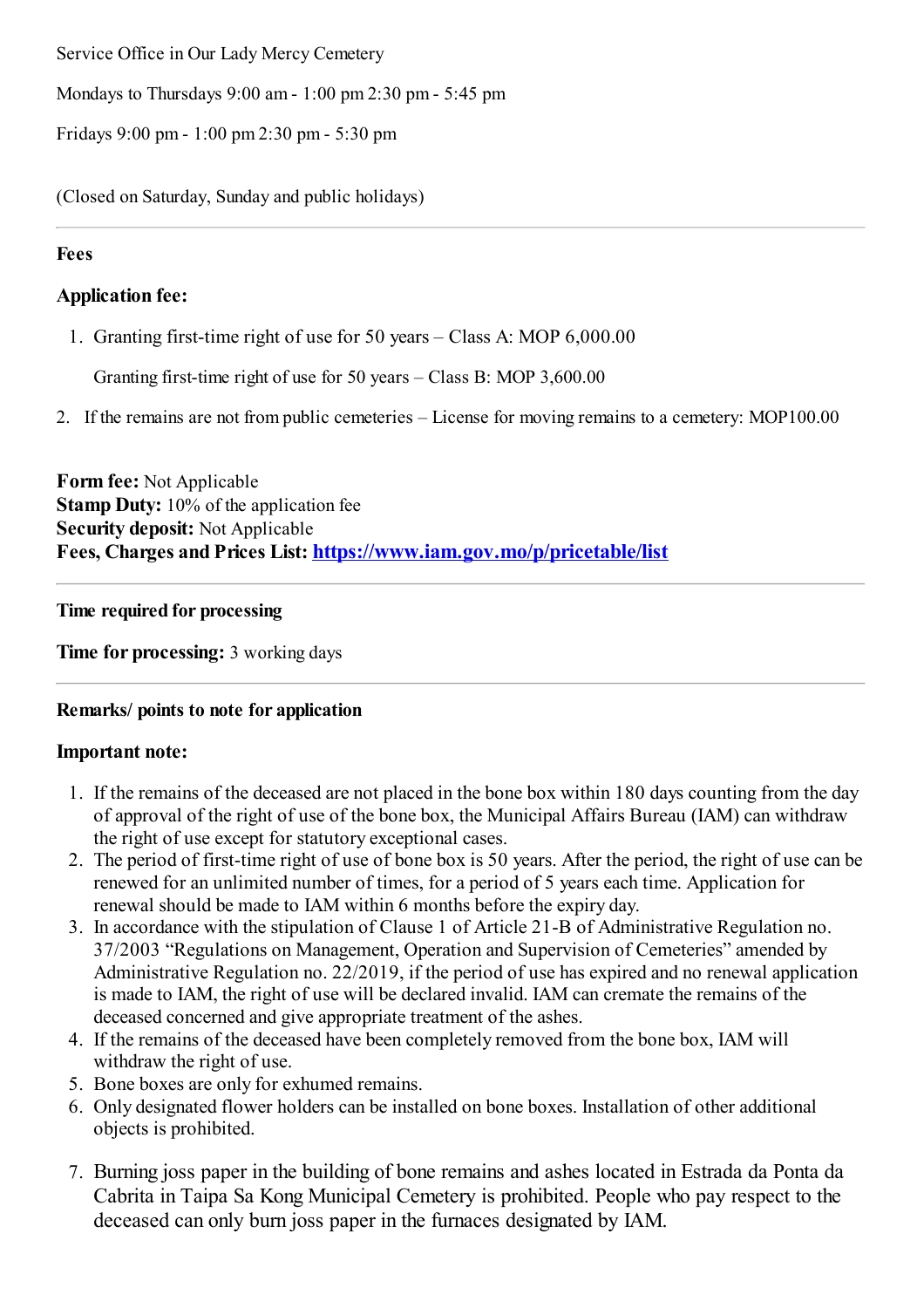Service Office in Our Lady Mercy Cemetery

Mondays to Thursdays 9:00 am - 1:00 pm 2:30 pm - 5:45 pm

Fridays 9:00 pm - 1:00 pm 2:30 pm - 5:30 pm

(Closed on Saturday, Sunday and public holidays)

---

**Fees**

**Application fee:**

1. Granting first-time right of use for 50 years – Class A: MOP 6,000.00

   Granting first-time right of use for 50 years – Class B: MOP 3,600.00

2. If the remains are not from public cemeteries – License for moving remains to a cemetery: MOP100.00

**Form fee:** Not Applicable
**Stamp Duty:** 10% of the application fee
**Security deposit:** Not Applicable
**Fees, Charges and Prices List:** [https://www.iam.gov.mo/p/pricetable/list](https://www.iam.gov.mo/p/pricetable/list)

---

**Time required for processing**

**Time for processing:** 3 working days

---

**Remarks/ points to note for application**

**Important note:**

1. If the remains of the deceased are not placed in the bone box within 180 days counting from the day of approval of the right of use of the bone box, the Municipal Affairs Bureau (IAM) can withdraw the right of use except for statutory exceptional cases.
2. The period of first-time right of use of bone box is 50 years. After the period, the right of use can be renewed for an unlimited number of times, for a period of 5 years each time. Application for renewal should be made to IAM within 6 months before the expiry day.
3. In accordance with the stipulation of Clause 1 of Article 21-B of Administrative Regulation no. 37/2003 "Regulations on Management, Operation and Supervision of Cemeteries" amended by Administrative Regulation no. 22/2019, if the period of use has expired and no renewal application is made to IAM, the right of use will be declared invalid. IAM can cremate the remains of the deceased concerned and give appropriate treatment of the ashes.
4. If the remains of the deceased have been completely removed from the bone box, IAM will withdraw the right of use.
5. Bone boxes are only for exhumed remains.
6. Only designated flower holders can be installed on bone boxes. Installation of other additional objects is prohibited.
7. Burning joss paper in the building of bone remains and ashes located in Estrada da Ponta da Cabrita in Taipa Sa Kong Municipal Cemetery is prohibited. People who pay respect to the deceased can only burn joss paper in the furnaces designated by IAM.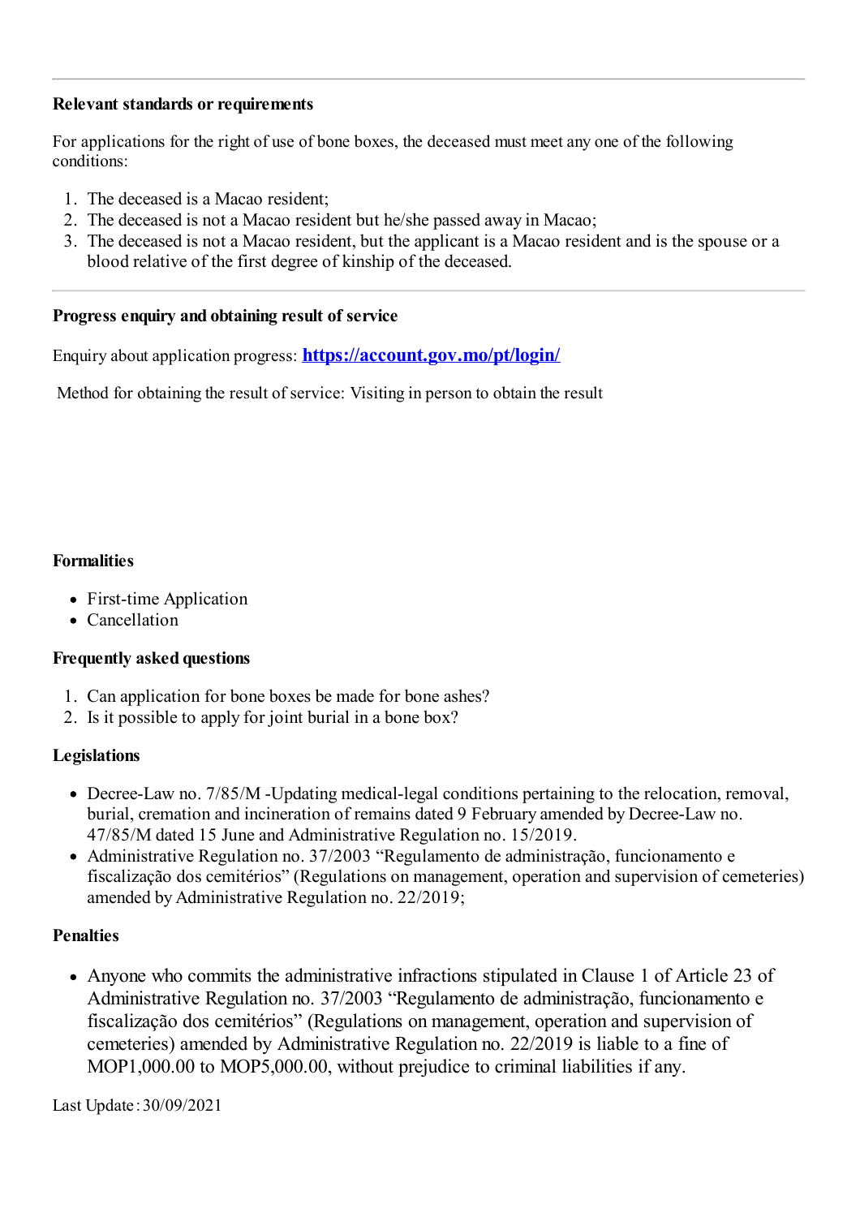---

**Relevant standards or requirements**

For applications for the right of use of bone boxes, the deceased must meet any one of the following conditions:

1. The deceased is a Macao resident;
2. The deceased is not a Macao resident but he/she passed away in Macao;
3. The deceased is not a Macao resident, but the applicant is a Macao resident and is the spouse or a blood relative of the first degree of kinship of the deceased.

---

**Progress enquiry and obtaining result of service**

Enquiry about application progress: **https://account.gov.mo/pt/login/**

Method for obtaining the result of service: Visiting in person to obtain the result

**Formalities**

- First-time Application
- Cancellation

**Frequently asked questions**

1. Can application for bone boxes be made for bone ashes?
2. Is it possible to apply for joint burial in a bone box?

**Legislations**

- Decree-Law no. 7/85/M -Updating medical-legal conditions pertaining to the relocation, removal, burial, cremation and incineration of remains dated 9 February amended by Decree-Law no. 47/85/M dated 15 June and Administrative Regulation no. 15/2019.
- Administrative Regulation no. 37/2003 "Regulamento de administração, funcionamento e fiscalização dos cemitérios" (Regulations on management, operation and supervision of cemeteries) amended by Administrative Regulation no. 22/2019;

**Penalties**

- Anyone who commits the administrative infractions stipulated in Clause 1 of Article 23 of Administrative Regulation no. 37/2003 "Regulamento de administração, funcionamento e fiscalização dos cemitérios" (Regulations on management, operation and supervision of cemeteries) amended by Administrative Regulation no. 22/2019 is liable to a fine of MOP1,000.00 to MOP5,000.00, without prejudice to criminal liabilities if any.

Last Update : 30/09/2021